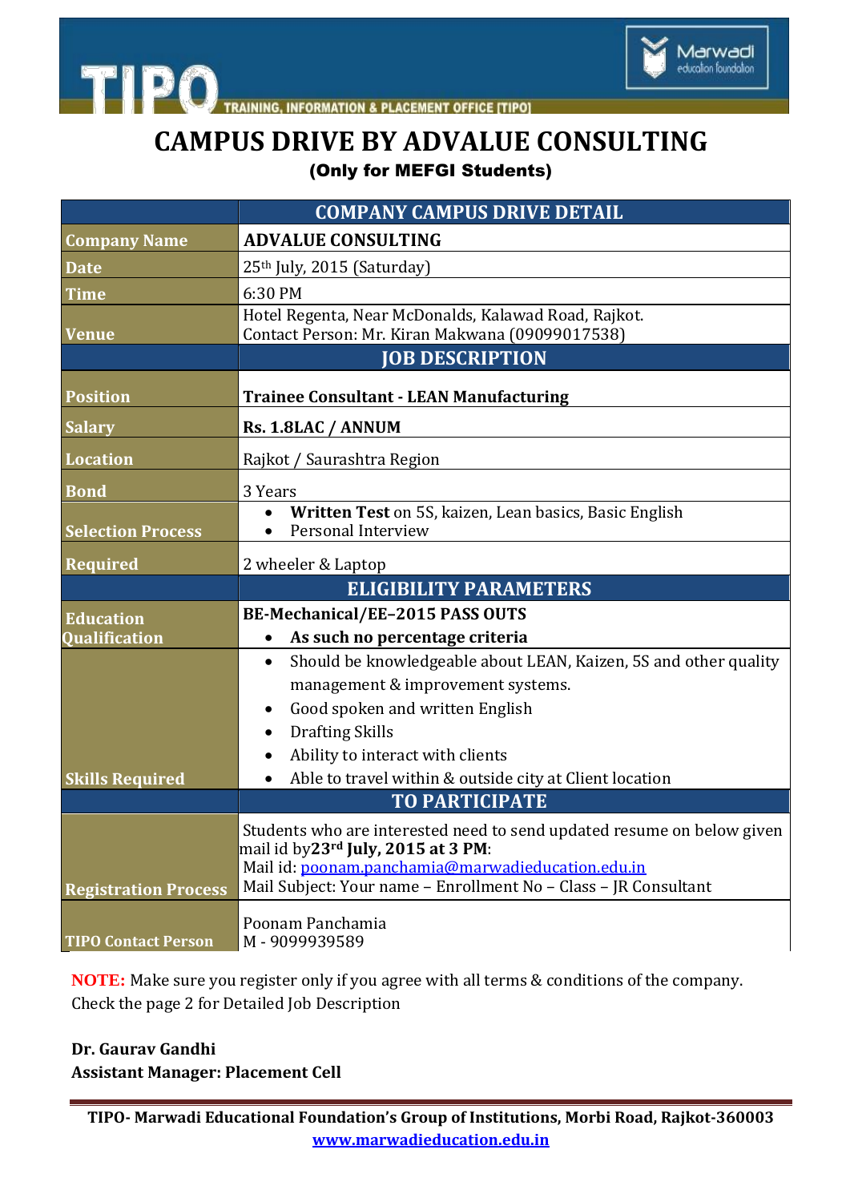# CAMPUS DRIVE BY ADVALUE CONSULTING

**(Only for MEFGI Students)**

| | COMPANY CAMPUS DRIVE DETAIL |
|---|---|
| **Company Name** | **ADVALUE CONSULTING** |
| **Date** | 25th July, 2015 (Saturday) |
| **Time** | 6:30 PM |
| **Venue** | Hotel Regenta, Near McDonalds, Kalawad Road, Rajkot.<br>Contact Person: Mr. Kiran Makwana (09099017538) |
| | **JOB DESCRIPTION** |
| **Position** | **Trainee Consultant - LEAN Manufacturing** |
| **Salary** | **Rs. 1.8LAC / ANNUM** |
| **Location** | Rajkot / Saurashtra Region |
| **Bond** | 3 Years |
| **Selection Process** | • **Written Test** on 5S, kaizen, Lean basics, Basic English<br>• Personal Interview |
| **Required** | 2 wheeler & Laptop |
| | **ELIGIBILITY PARAMETERS** |
| **Education Qualification** | **BE-Mechanical/EE–2015 PASS OUTS**<br>• **As such no percentage criteria** |
| **Skills Required** | • Should be knowledgeable about LEAN, Kaizen, 5S and other quality management & improvement systems.<br>• Good spoken and written English<br>• Drafting Skills<br>• Ability to interact with clients<br>• Able to travel within & outside city at Client location |
| | **TO PARTICIPATE** |
| **Registration Process** | Students who are interested need to send updated resume on below given mail id by**23rd July, 2015 at 3 PM**:<br>Mail id: poonam.panchamia@marwadieducation.edu.in<br>Mail Subject: Your name – Enrollment No – Class – JR Consultant |
| **TIPO Contact Person** | Poonam Panchamia<br>M - 9099939589 |

**NOTE:** Make sure you register only if you agree with all terms & conditions of the company. Check the page 2 for Detailed Job Description

**Dr. Gaurav Gandhi**
**Assistant Manager: Placement Cell**

**TIPO- Marwadi Educational Foundation's Group of Institutions, Morbi Road, Rajkot-360003**
**www.marwadieducation.edu.in**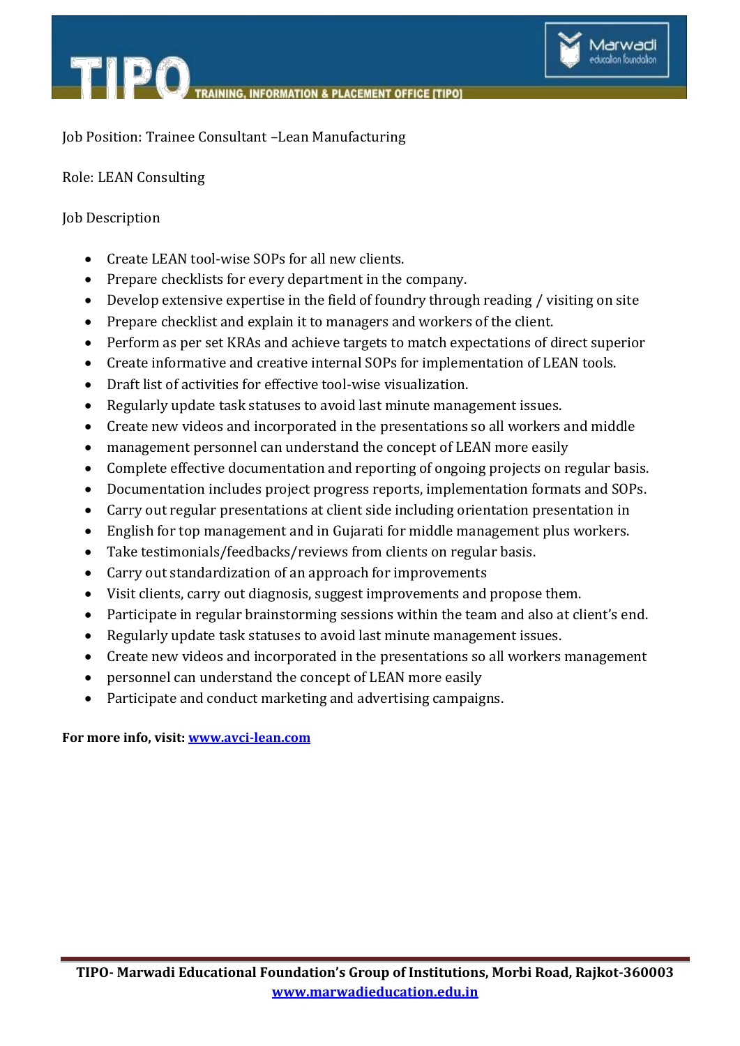Job Position: Trainee Consultant –Lean Manufacturing

Role: LEAN Consulting

Job Description

- Create LEAN tool-wise SOPs for all new clients.
- Prepare checklists for every department in the company.
- Develop extensive expertise in the field of foundry through reading / visiting on site
- Prepare checklist and explain it to managers and workers of the client.
- Perform as per set KRAs and achieve targets to match expectations of direct superior
- Create informative and creative internal SOPs for implementation of LEAN tools.
- Draft list of activities for effective tool-wise visualization.
- Regularly update task statuses to avoid last minute management issues.
- Create new videos and incorporated in the presentations so all workers and middle
- management personnel can understand the concept of LEAN more easily
- Complete effective documentation and reporting of ongoing projects on regular basis.
- Documentation includes project progress reports, implementation formats and SOPs.
- Carry out regular presentations at client side including orientation presentation in
- English for top management and in Gujarati for middle management plus workers.
- Take testimonials/feedbacks/reviews from clients on regular basis.
- Carry out standardization of an approach for improvements
- Visit clients, carry out diagnosis, suggest improvements and propose them.
- Participate in regular brainstorming sessions within the team and also at client's end.
- Regularly update task statuses to avoid last minute management issues.
- Create new videos and incorporated in the presentations so all workers management
- personnel can understand the concept of LEAN more easily
- Participate and conduct marketing and advertising campaigns.

**For more info, visit: www.avci-lean.com**